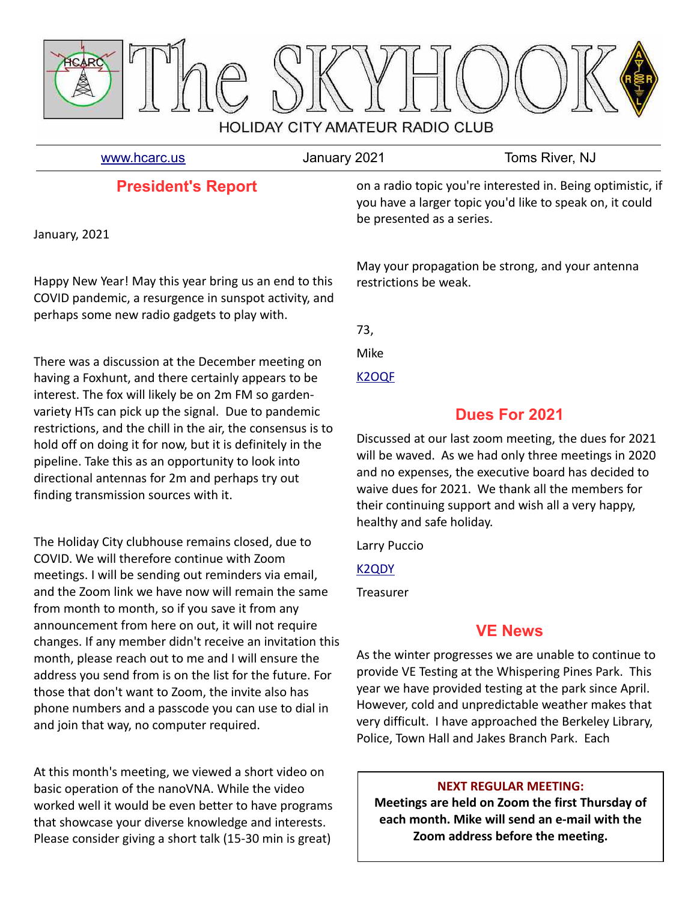# The SKYHOOK

HOLIDAY CITY AMATEUR RADIO CLUB

www.hcarc.us | January 2021 | Toms River, NJ

## President's Report

January, 2021

Happy New Year! May this year bring us an end to this COVID pandemic, a resurgence in sunspot activity, and perhaps some new radio gadgets to play with.

There was a discussion at the December meeting on having a Foxhunt, and there certainly appears to be interest. The fox will likely be on 2m FM so garden-variety HTs can pick up the signal. Due to pandemic restrictions, and the chill in the air, the consensus is to hold off on doing it for now, but it is definitely in the pipeline. Take this as an opportunity to look into directional antennas for 2m and perhaps try out finding transmission sources with it.

The Holiday City clubhouse remains closed, due to COVID. We will therefore continue with Zoom meetings. I will be sending out reminders via email, and the Zoom link we have now will remain the same from month to month, so if you save it from any announcement from here on out, it will not require changes. If any member didn't receive an invitation this month, please reach out to me and I will ensure the address you send from is on the list for the future. For those that don't want to Zoom, the invite also has phone numbers and a passcode you can use to dial in and join that way, no computer required.

At this month's meeting, we viewed a short video on basic operation of the nanoVNA. While the video worked well it would be even better to have programs that showcase your diverse knowledge and interests. Please consider giving a short talk (15-30 min is great) on a radio topic you're interested in. Being optimistic, if you have a larger topic you'd like to speak on, it could be presented as a series.

May your propagation be strong, and your antenna restrictions be weak.

73,

Mike

K2OQF

## Dues For 2021

Discussed at our last zoom meeting, the dues for 2021 will be waved. As we had only three meetings in 2020 and no expenses, the executive board has decided to waive dues for 2021. We thank all the members for their continuing support and wish all a very happy, healthy and safe holiday.

Larry Puccio

K2QDY

Treasurer

## VE News

As the winter progresses we are unable to continue to provide VE Testing at the Whispering Pines Park. This year we have provided testing at the park since April. However, cold and unpredictable weather makes that very difficult. I have approached the Berkeley Library, Police, Town Hall and Jakes Branch Park. Each

**NEXT REGULAR MEETING:**

**Meetings are held on Zoom the first Thursday of each month. Mike will send an e-mail with the Zoom address before the meeting.**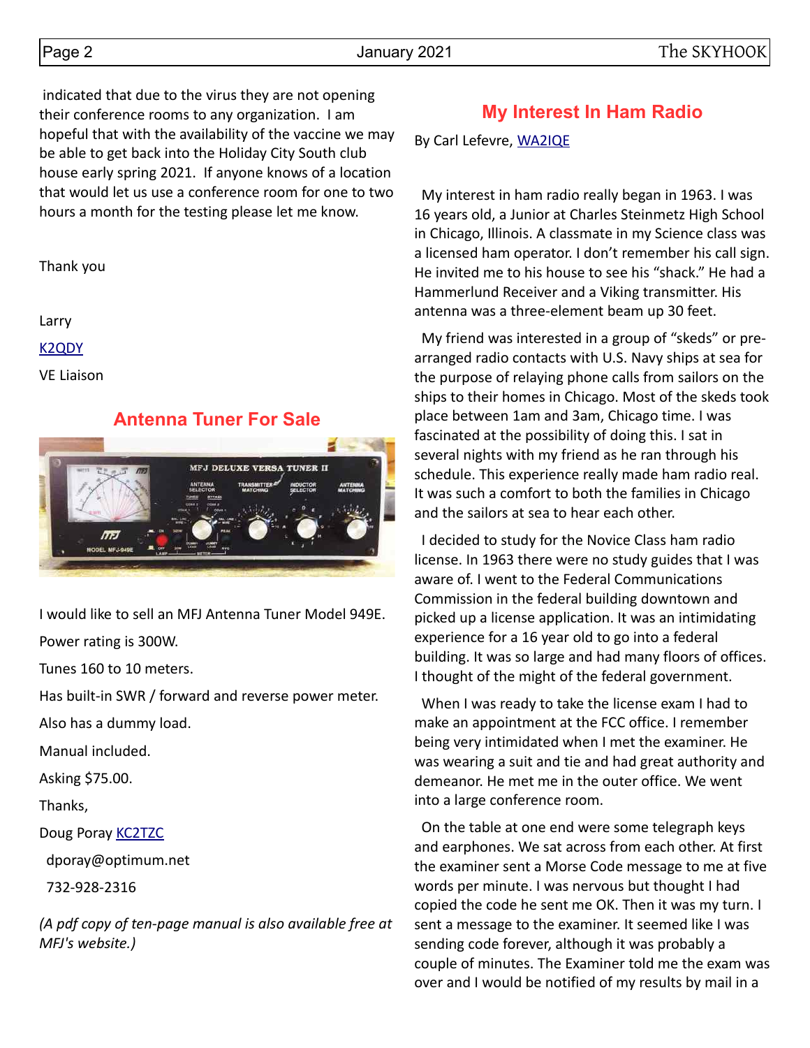indicated that due to the virus they are not opening their conference rooms to any organization. I am hopeful that with the availability of the vaccine we may be able to get back into the Holiday City South club house early spring 2021. If anyone knows of a location that would let us use a conference room for one to two hours a month for the testing please let me know.

Thank you

Larry

K2QDY

VE Liaison

## Antenna Tuner For Sale

I would like to sell an MFJ Antenna Tuner Model 949E.

Power rating is 300W.

Tunes 160 to 10 meters.

Has built-in SWR / forward and reverse power meter.

Also has a dummy load.

Manual included.

Asking $75.00.

Thanks,

Doug Poray KC2TZC

dporay@optimum.net

732-928-2316

*(A pdf copy of ten-page manual is also available free at MFJ's website.)*

## My Interest In Ham Radio

By Carl Lefevre, WA2IQE

My interest in ham radio really began in 1963. I was 16 years old, a Junior at Charles Steinmetz High School in Chicago, Illinois. A classmate in my Science class was a licensed ham operator. I don't remember his call sign. He invited me to his house to see his "shack." He had a Hammerlund Receiver and a Viking transmitter. His antenna was a three-element beam up 30 feet.

My friend was interested in a group of "skeds" or pre-arranged radio contacts with U.S. Navy ships at sea for the purpose of relaying phone calls from sailors on the ships to their homes in Chicago. Most of the skeds took place between 1am and 3am, Chicago time. I was fascinated at the possibility of doing this. I sat in several nights with my friend as he ran through his schedule. This experience really made ham radio real. It was such a comfort to both the families in Chicago and the sailors at sea to hear each other.

I decided to study for the Novice Class ham radio license. In 1963 there were no study guides that I was aware of. I went to the Federal Communications Commission in the federal building downtown and picked up a license application. It was an intimidating experience for a 16 year old to go into a federal building. It was so large and had many floors of offices. I thought of the might of the federal government.

When I was ready to take the license exam I had to make an appointment at the FCC office. I remember being very intimidated when I met the examiner. He was wearing a suit and tie and had great authority and demeanor. He met me in the outer office. We went into a large conference room.

On the table at one end were some telegraph keys and earphones. We sat across from each other. At first the examiner sent a Morse Code message to me at five words per minute. I was nervous but thought I had copied the code he sent me OK. Then it was my turn. I sent a message to the examiner. It seemed like I was sending code forever, although it was probably a couple of minutes. The Examiner told me the exam was over and I would be notified of my results by mail in a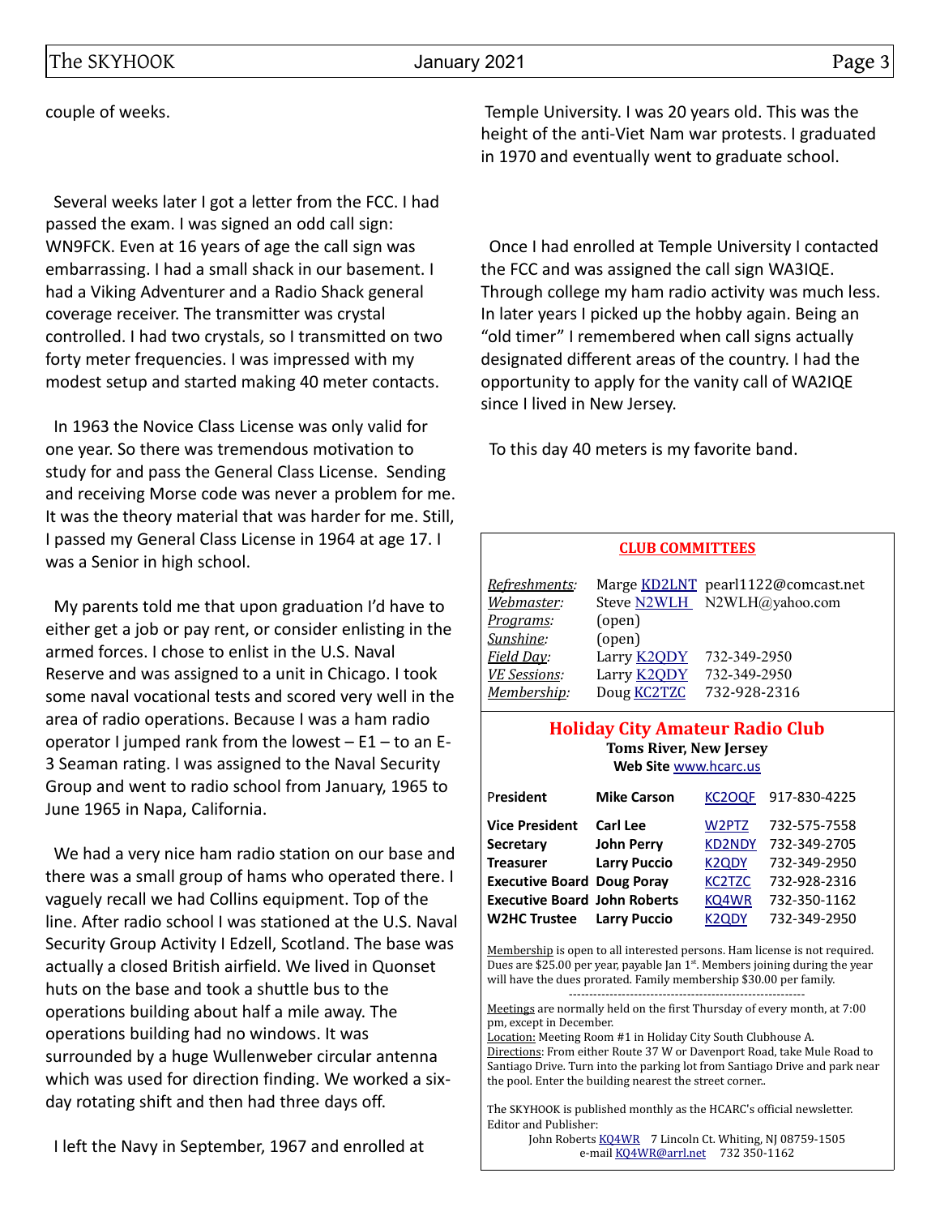couple of weeks.

Several weeks later I got a letter from the FCC. I had passed the exam. I was signed an odd call sign: WN9FCK. Even at 16 years of age the call sign was embarrassing. I had a small shack in our basement. I had a Viking Adventurer and a Radio Shack general coverage receiver. The transmitter was crystal controlled. I had two crystals, so I transmitted on two forty meter frequencies. I was impressed with my modest setup and started making 40 meter contacts.

In 1963 the Novice Class License was only valid for one year. So there was tremendous motivation to study for and pass the General Class License. Sending and receiving Morse code was never a problem for me. It was the theory material that was harder for me. Still, I passed my General Class License in 1964 at age 17. I was a Senior in high school.

My parents told me that upon graduation I'd have to either get a job or pay rent, or consider enlisting in the armed forces. I chose to enlist in the U.S. Naval Reserve and was assigned to a unit in Chicago. I took some naval vocational tests and scored very well in the area of radio operations. Because I was a ham radio operator I jumped rank from the lowest – E1 – to an E-3 Seaman rating. I was assigned to the Naval Security Group and went to radio school from January, 1965 to June 1965 in Napa, California.

We had a very nice ham radio station on our base and there was a small group of hams who operated there. I vaguely recall we had Collins equipment. Top of the line. After radio school I was stationed at the U.S. Naval Security Group Activity I Edzell, Scotland. The base was actually a closed British airfield. We lived in Quonset huts on the base and took a shuttle bus to the operations building about half a mile away. The operations building had no windows. It was surrounded by a huge Wullenweber circular antenna which was used for direction finding. We worked a six-day rotating shift and then had three days off.

I left the Navy in September, 1967 and enrolled at Temple University. I was 20 years old. This was the height of the anti-Viet Nam war protests. I graduated in 1970 and eventually went to graduate school.

Once I had enrolled at Temple University I contacted the FCC and was assigned the call sign WA3IQE. Through college my ham radio activity was much less. In later years I picked up the hobby again. Being an "old timer" I remembered when call signs actually designated different areas of the country. I had the opportunity to apply for the vanity call of WA2IQE since I lived in New Jersey.

To this day 40 meters is my favorite band.

## CLUB COMMITTEES

| | | |
|---|---|---|
| *Refreshments:* | Marge KD2LNT | pearl1122@comcast.net |
| *Webmaster:* | Steve N2WLH | N2WLH@yahoo.com |
| *Programs:* | (open) | |
| *Sunshine:* | (open) | |
| *Field Day:* | Larry K2QDY | 732-349-2950 |
| *VE Sessions:* | Larry K2QDY | 732-349-2950 |
| *Membership:* | Doug KC2TZC | 732-928-2316 |

## Holiday City Amateur Radio Club

**Toms River, New Jersey**

**Web Site** www.hcarc.us

| | | | |
|---|---|---|---|
| **President** | **Mike Carson** | KC2OQF | 917-830-4225 |
| **Vice President** | **Carl Lee** | W2PTZ | 732-575-7558 |
| **Secretary** | **John Perry** | KD2NDY | 732-349-2705 |
| **Treasurer** | **Larry Puccio** | K2QDY | 732-349-2950 |
| **Executive Board** | **Doug Poray** | KC2TZC | 732-928-2316 |
| **Executive Board** | **John Roberts** | KQ4WR | 732-350-1162 |
| **W2HC Trustee** | **Larry Puccio** | K2QDY | 732-349-2950 |

Membership is open to all interested persons. Ham license is not required. Dues are $25.00 per year, payable Jan 1st. Members joining during the year will have the dues prorated. Family membership $30.00 per family.

---

Meetings are normally held on the first Thursday of every month, at 7:00 pm, except in December.

Location: Meeting Room #1 in Holiday City South Clubhouse A.

Directions: From either Route 37 W or Davenport Road, take Mule Road to Santiago Drive. Turn into the parking lot from Santiago Drive and park near the pool. Enter the building nearest the street corner..

The SKYHOOK is published monthly as the HCARC's official newsletter. Editor and Publisher:

John Roberts KQ4WR 7 Lincoln Ct. Whiting, NJ 08759-1505
e-mail KQ4WR@arrl.net 732 350-1162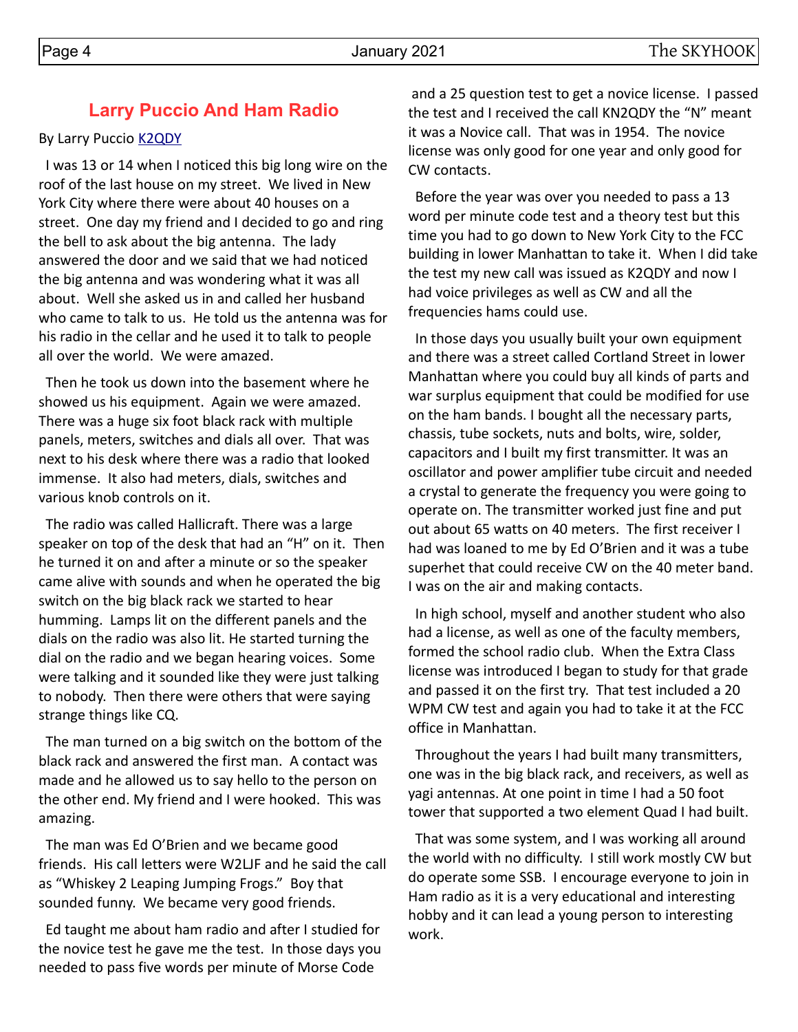# Larry Puccio And Ham Radio

By Larry Puccio K2QDY

I was 13 or 14 when I noticed this big long wire on the roof of the last house on my street. We lived in New York City where there were about 40 houses on a street. One day my friend and I decided to go and ring the bell to ask about the big antenna. The lady answered the door and we said that we had noticed the big antenna and was wondering what it was all about. Well she asked us in and called her husband who came to talk to us. He told us the antenna was for his radio in the cellar and he used it to talk to people all over the world. We were amazed.

Then he took us down into the basement where he showed us his equipment. Again we were amazed. There was a huge six foot black rack with multiple panels, meters, switches and dials all over. That was next to his desk where there was a radio that looked immense. It also had meters, dials, switches and various knob controls on it.

The radio was called Hallicraft. There was a large speaker on top of the desk that had an "H" on it. Then he turned it on and after a minute or so the speaker came alive with sounds and when he operated the big switch on the big black rack we started to hear humming. Lamps lit on the different panels and the dials on the radio was also lit. He started turning the dial on the radio and we began hearing voices. Some were talking and it sounded like they were just talking to nobody. Then there were others that were saying strange things like CQ.

The man turned on a big switch on the bottom of the black rack and answered the first man. A contact was made and he allowed us to say hello to the person on the other end. My friend and I were hooked. This was amazing.

The man was Ed O'Brien and we became good friends. His call letters were W2LJF and he said the call as "Whiskey 2 Leaping Jumping Frogs." Boy that sounded funny. We became very good friends.

Ed taught me about ham radio and after I studied for the novice test he gave me the test. In those days you needed to pass five words per minute of Morse Code and a 25 question test to get a novice license. I passed the test and I received the call KN2QDY the "N" meant it was a Novice call. That was in 1954. The novice license was only good for one year and only good for CW contacts.

Before the year was over you needed to pass a 13 word per minute code test and a theory test but this time you had to go down to New York City to the FCC building in lower Manhattan to take it. When I did take the test my new call was issued as K2QDY and now I had voice privileges as well as CW and all the frequencies hams could use.

In those days you usually built your own equipment and there was a street called Cortland Street in lower Manhattan where you could buy all kinds of parts and war surplus equipment that could be modified for use on the ham bands. I bought all the necessary parts, chassis, tube sockets, nuts and bolts, wire, solder, capacitors and I built my first transmitter. It was an oscillator and power amplifier tube circuit and needed a crystal to generate the frequency you were going to operate on. The transmitter worked just fine and put out about 65 watts on 40 meters. The first receiver I had was loaned to me by Ed O'Brien and it was a tube superhet that could receive CW on the 40 meter band. I was on the air and making contacts.

In high school, myself and another student who also had a license, as well as one of the faculty members, formed the school radio club. When the Extra Class license was introduced I began to study for that grade and passed it on the first try. That test included a 20 WPM CW test and again you had to take it at the FCC office in Manhattan.

Throughout the years I had built many transmitters, one was in the big black rack, and receivers, as well as yagi antennas. At one point in time I had a 50 foot tower that supported a two element Quad I had built.

That was some system, and I was working all around the world with no difficulty. I still work mostly CW but do operate some SSB. I encourage everyone to join in Ham radio as it is a very educational and interesting hobby and it can lead a young person to interesting work.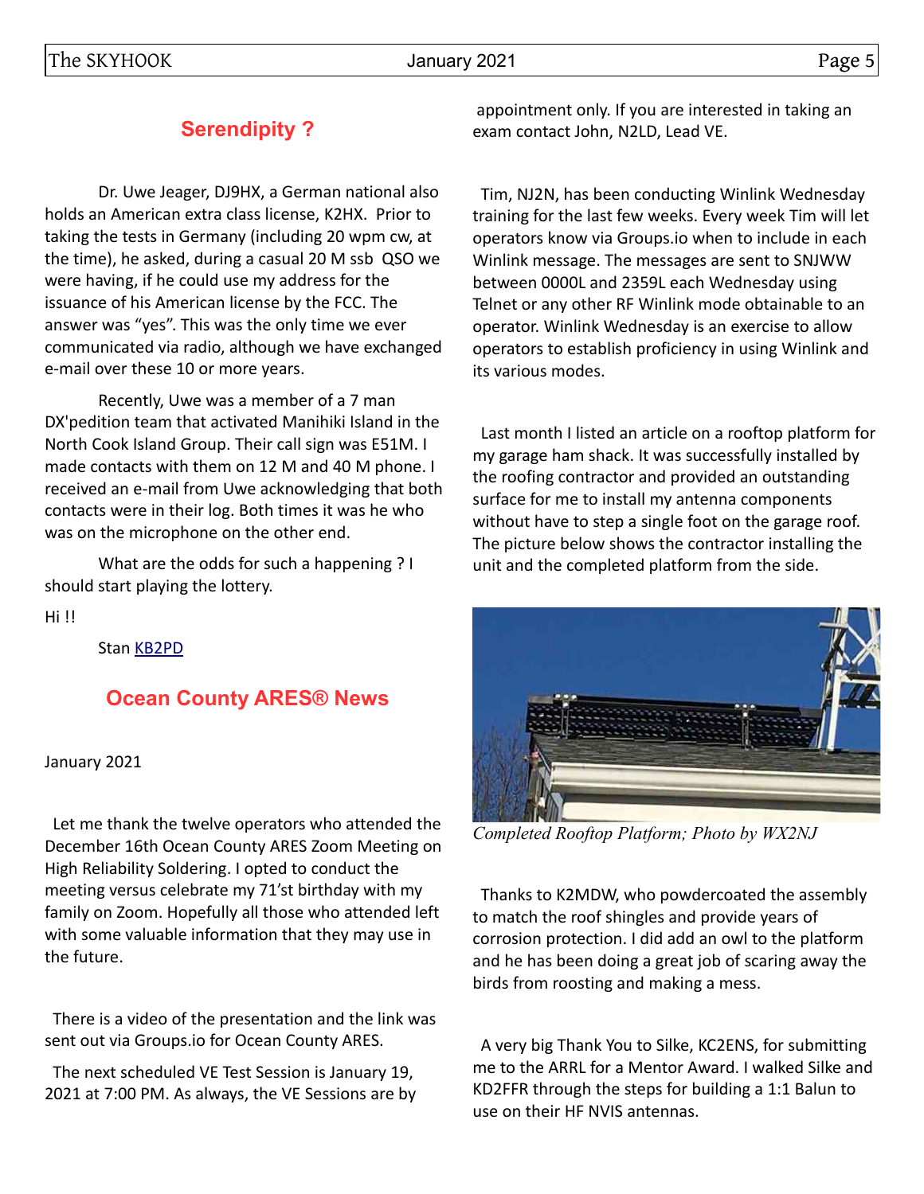## Serendipity ?

Dr. Uwe Jeager, DJ9HX, a German national also holds an American extra class license, K2HX. Prior to taking the tests in Germany (including 20 wpm cw, at the time), he asked, during a casual 20 M ssb QSO we were having, if he could use my address for the issuance of his American license by the FCC. The answer was "yes". This was the only time we ever communicated via radio, although we have exchanged e-mail over these 10 or more years.

Recently, Uwe was a member of a 7 man DX'pedition team that activated Manihiki Island in the North Cook Island Group. Their call sign was E51M. I made contacts with them on 12 M and 40 M phone. I received an e-mail from Uwe acknowledging that both contacts were in their log. Both times it was he who was on the microphone on the other end.

What are the odds for such a happening ? I should start playing the lottery.

Hi !!

Stan KB2PD

## Ocean County ARES® News

January 2021

Let me thank the twelve operators who attended the December 16th Ocean County ARES Zoom Meeting on High Reliability Soldering. I opted to conduct the meeting versus celebrate my 71'st birthday with my family on Zoom. Hopefully all those who attended left with some valuable information that they may use in the future.

There is a video of the presentation and the link was sent out via Groups.io for Ocean County ARES.

The next scheduled VE Test Session is January 19, 2021 at 7:00 PM. As always, the VE Sessions are by appointment only. If you are interested in taking an exam contact John, N2LD, Lead VE.

Tim, NJ2N, has been conducting Winlink Wednesday training for the last few weeks. Every week Tim will let operators know via Groups.io when to include in each Winlink message. The messages are sent to SNJWW between 0000L and 2359L each Wednesday using Telnet or any other RF Winlink mode obtainable to an operator. Winlink Wednesday is an exercise to allow operators to establish proficiency in using Winlink and its various modes.

Last month I listed an article on a rooftop platform for my garage ham shack. It was successfully installed by the roofing contractor and provided an outstanding surface for me to install my antenna components without have to step a single foot on the garage roof. The picture below shows the contractor installing the unit and the completed platform from the side.

*Completed Rooftop Platform; Photo by WX2NJ*

Thanks to K2MDW, who powdercoated the assembly to match the roof shingles and provide years of corrosion protection. I did add an owl to the platform and he has been doing a great job of scaring away the birds from roosting and making a mess.

A very big Thank You to Silke, KC2ENS, for submitting me to the ARRL for a Mentor Award. I walked Silke and KD2FFR through the steps for building a 1:1 Balun to use on their HF NVIS antennas.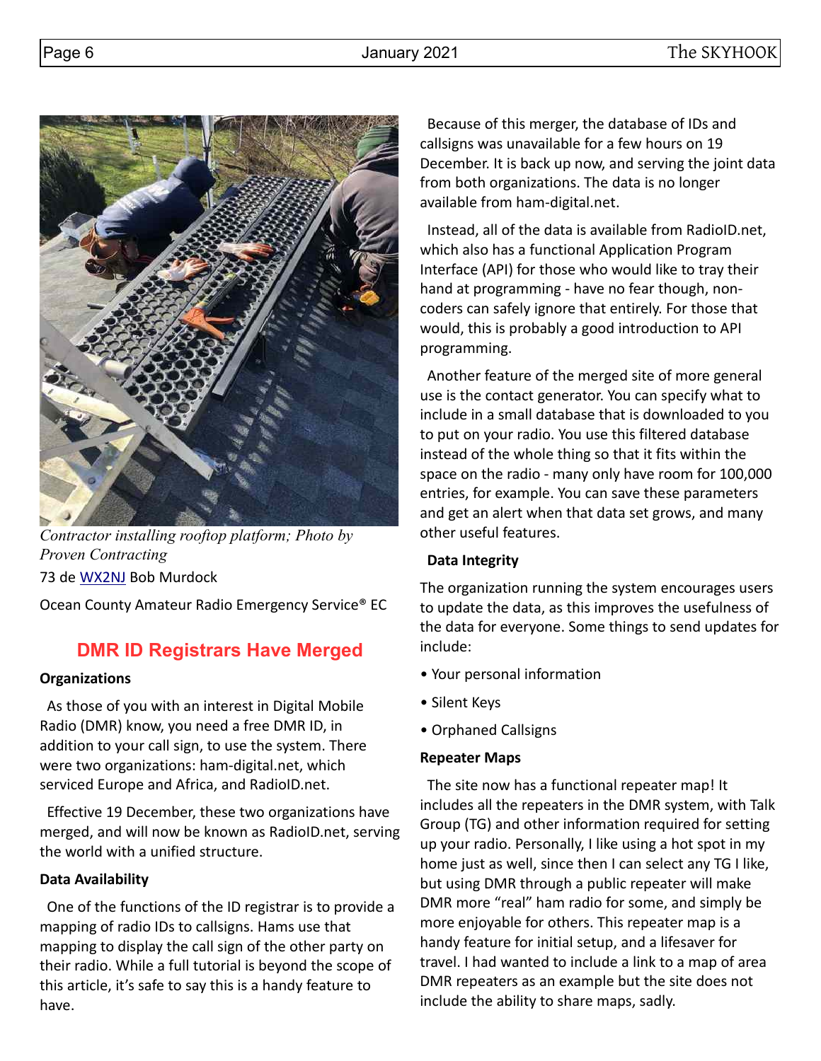*Contractor installing rooftop platform; Photo by Proven Contracting*

73 de [WX2NJ](WX2NJ) Bob Murdock

Ocean County Amateur Radio Emergency Service® EC

## DMR ID Registrars Have Merged

**Organizations**

As those of you with an interest in Digital Mobile Radio (DMR) know, you need a free DMR ID, in addition to your call sign, to use the system. There were two organizations: ham-digital.net, which serviced Europe and Africa, and RadioID.net.

Effective 19 December, these two organizations have merged, and will now be known as RadioID.net, serving the world with a unified structure.

**Data Availability**

One of the functions of the ID registrar is to provide a mapping of radio IDs to callsigns. Hams use that mapping to display the call sign of the other party on their radio. While a full tutorial is beyond the scope of this article, it's safe to say this is a handy feature to have.

Because of this merger, the database of IDs and callsigns was unavailable for a few hours on 19 December. It is back up now, and serving the joint data from both organizations. The data is no longer available from ham-digital.net.

Instead, all of the data is available from RadioID.net, which also has a functional Application Program Interface (API) for those who would like to tray their hand at programming - have no fear though, non-coders can safely ignore that entirely. For those that would, this is probably a good introduction to API programming.

Another feature of the merged site of more general use is the contact generator. You can specify what to include in a small database that is downloaded to you to put on your radio. You use this filtered database instead of the whole thing so that it fits within the space on the radio - many only have room for 100,000 entries, for example. You can save these parameters and get an alert when that data set grows, and many other useful features.

**Data Integrity**

The organization running the system encourages users to update the data, as this improves the usefulness of the data for everyone. Some things to send updates for include:

- Your personal information
- Silent Keys
- Orphaned Callsigns

**Repeater Maps**

The site now has a functional repeater map! It includes all the repeaters in the DMR system, with Talk Group (TG) and other information required for setting up your radio. Personally, I like using a hot spot in my home just as well, since then I can select any TG I like, but using DMR through a public repeater will make DMR more "real" ham radio for some, and simply be more enjoyable for others. This repeater map is a handy feature for initial setup, and a lifesaver for travel. I had wanted to include a link to a map of area DMR repeaters as an example but the site does not include the ability to share maps, sadly.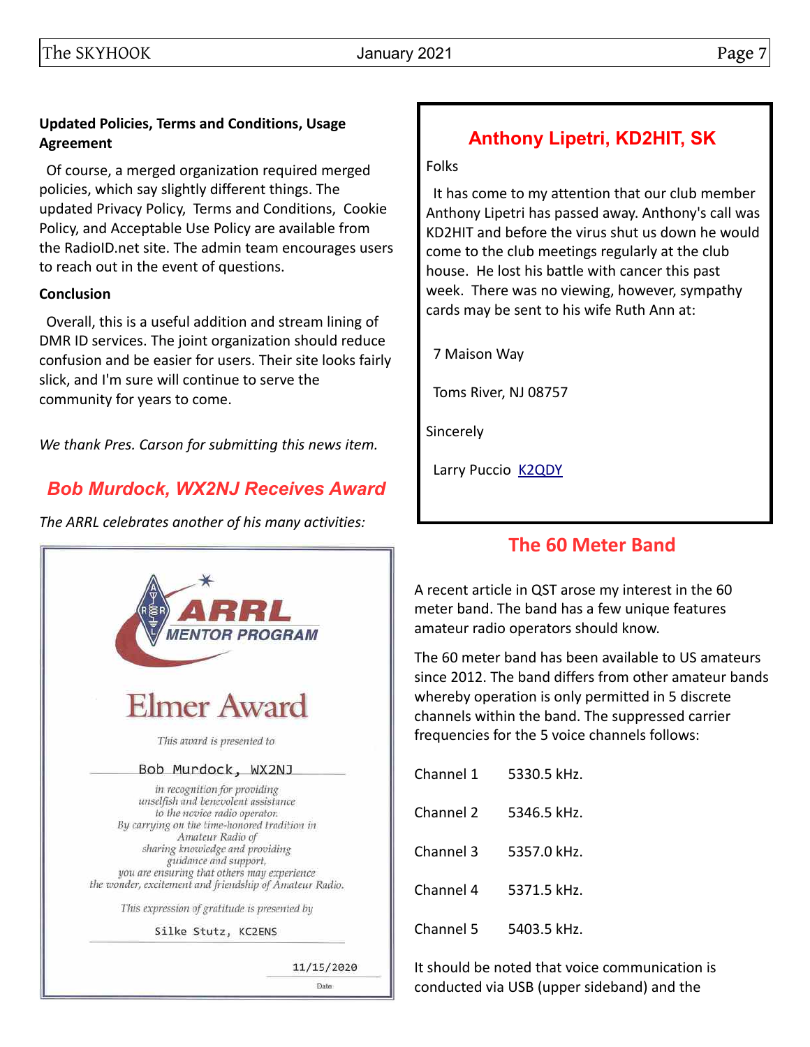**Updated Policies, Terms and Conditions, Usage Agreement**

Of course, a merged organization required merged policies, which say slightly different things. The updated Privacy Policy, Terms and Conditions, Cookie Policy, and Acceptable Use Policy are available from the RadioID.net site. The admin team encourages users to reach out in the event of questions.

**Conclusion**

Overall, this is a useful addition and stream lining of DMR ID services. The joint organization should reduce confusion and be easier for users. Their site looks fairly slick, and I'm sure will continue to serve the community for years to come.

*We thank Pres. Carson for submitting this news item.*

## *Bob Murdock, WX2NJ Receives Award*

*The ARRL celebrates another of his many activities:*

ARRL MENTOR PROGRAM

Elmer Award

This award is presented to

Bob Murdock, WX2NJ

in recognition for providing unselfish and benevolent assistance to the novice radio operator. By carrying on the time-honored tradition in Amateur Radio of sharing knowledge and providing guidance and support, you are ensuring that others may experience the wonder, excitement and friendship of Amateur Radio.

This expression of gratitude is presented by

Silke Stutz, KC2ENS

11/15/2020

Date

## Anthony Lipetri, KD2HIT, SK

Folks

It has come to my attention that our club member Anthony Lipetri has passed away. Anthony's call was KD2HIT and before the virus shut us down he would come to the club meetings regularly at the club house. He lost his battle with cancer this past week. There was no viewing, however, sympathy cards may be sent to his wife Ruth Ann at:

7 Maison Way

Toms River, NJ 08757

Sincerely

Larry Puccio K2QDY

## The 60 Meter Band

A recent article in QST arose my interest in the 60 meter band. The band has a few unique features amateur radio operators should know.

The 60 meter band has been available to US amateurs since 2012. The band differs from other amateur bands whereby operation is only permitted in 5 discrete channels within the band. The suppressed carrier frequencies for the 5 voice channels follows:

| | |
|---|---|
| Channel 1 | 5330.5 kHz. |
| Channel 2 | 5346.5 kHz. |
| Channel 3 | 5357.0 kHz. |
| Channel 4 | 5371.5 kHz. |
| Channel 5 | 5403.5 kHz. |

It should be noted that voice communication is conducted via USB (upper sideband) and the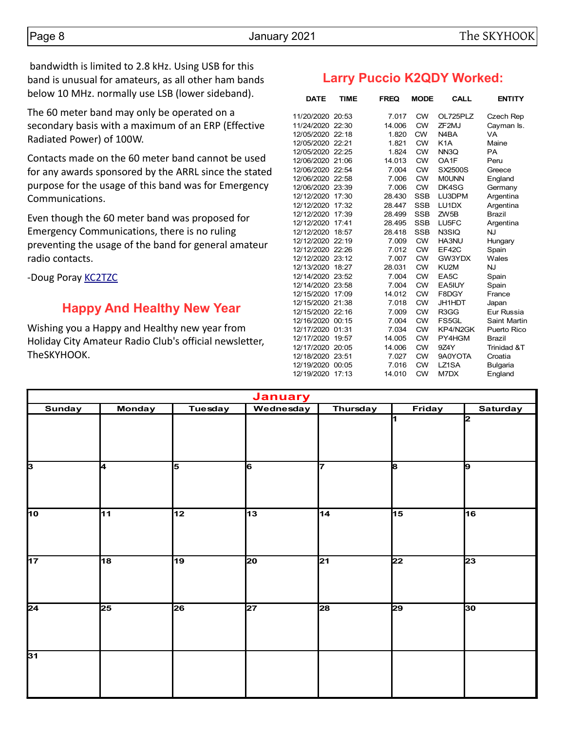bandwidth is limited to 2.8 kHz. Using USB for this band is unusual for amateurs, as all other ham bands below 10 MHz. normally use LSB (lower sideband).

The 60 meter band may only be operated on a secondary basis with a maximum of an ERP (Effective Radiated Power) of 100W.

Contacts made on the 60 meter band cannot be used for any awards sponsored by the ARRL since the stated purpose for the usage of this band was for Emergency Communications.

Even though the 60 meter band was proposed for Emergency Communications, there is no ruling preventing the usage of the band for general amateur radio contacts.

-Doug Poray KC2TZC

## Happy And Healthy New Year

Wishing you a Happy and Healthy new year from Holiday City Amateur Radio Club's official newsletter, TheSKYHOOK.

## Larry Puccio K2QDY Worked:

| DATE | TIME | FREQ | MODE | CALL | ENTITY |
|---|---|---|---|---|---|
| 11/20/2020 | 20:53 | 7.017 | CW | OL725PLZ | Czech Rep |
| 11/24/2020 | 22:30 | 14.006 | CW | ZF2MJ | Cayman Is. |
| 12/05/2020 | 22:18 | 1.820 | CW | N4BA | VA |
| 12/05/2020 | 22:21 | 1.821 | CW | K1A | Maine |
| 12/05/2020 | 22:25 | 1.824 | CW | NN3Q | PA |
| 12/06/2020 | 21:06 | 14.013 | CW | OA1F | Peru |
| 12/06/2020 | 22:54 | 7.004 | CW | SX2500S | Greece |
| 12/06/2020 | 22:58 | 7.006 | CW | M0UNN | England |
| 12/06/2020 | 23:39 | 7.006 | CW | DK4SG | Germany |
| 12/12/2020 | 17:30 | 28.430 | SSB | LU3DPM | Argentina |
| 12/12/2020 | 17:32 | 28.447 | SSB | LU1DX | Argentina |
| 12/12/2020 | 17:39 | 28.499 | SSB | ZW5B | Brazil |
| 12/12/2020 | 17:41 | 28.495 | SSB | LU5FC | Argentina |
| 12/12/2020 | 18:57 | 28.418 | SSB | N3SIQ | NJ |
| 12/12/2020 | 22:19 | 7.009 | CW | HA3NU | Hungary |
| 12/12/2020 | 22:26 | 7.012 | CW | EF42C | Spain |
| 12/12/2020 | 23:12 | 7.007 | CW | GW3YDX | Wales |
| 12/13/2020 | 18:27 | 28.031 | CW | KU2M | NJ |
| 12/14/2020 | 23:52 | 7.004 | CW | EA5C | Spain |
| 12/14/2020 | 23:58 | 7.004 | CW | EA5IUY | Spain |
| 12/15/2020 | 17:09 | 14.012 | CW | F8DGY | France |
| 12/15/2020 | 21:38 | 7.018 | CW | JH1HDT | Japan |
| 12/15/2020 | 22:16 | 7.009 | CW | R3GG | Eur Russia |
| 12/16/2020 | 00:15 | 7.004 | CW | FS5GL | Saint Martin |
| 12/17/2020 | 01:31 | 7.034 | CW | KP4/N2GK | Puerto Rico |
| 12/17/2020 | 19:57 | 14.005 | CW | PY4HGM | Brazil |
| 12/17/2020 | 20:05 | 14.006 | CW | 9Z4Y | Trinidad &T |
| 12/18/2020 | 23:51 | 7.027 | CW | 9A0YOTA | Croatia |
| 12/19/2020 | 00:05 | 7.016 | CW | LZ1SA | Bulgaria |
| 12/19/2020 | 17:13 | 14.010 | CW | M7DX | England |

## January

| Sunday | Monday | Tuesday | Wednesday | Thursday | Friday | Saturday |
|---|---|---|---|---|---|---|
| | | | | | 1 | 2 |
| 3 | 4 | 5 | 6 | 7 | 8 | 9 |
| 10 | 11 | 12 | 13 | 14 | 15 | 16 |
| 17 | 18 | 19 | 20 | 21 | 22 | 23 |
| 24 | 25 | 26 | 27 | 28 | 29 | 30 |
| 31 | | | | | | |